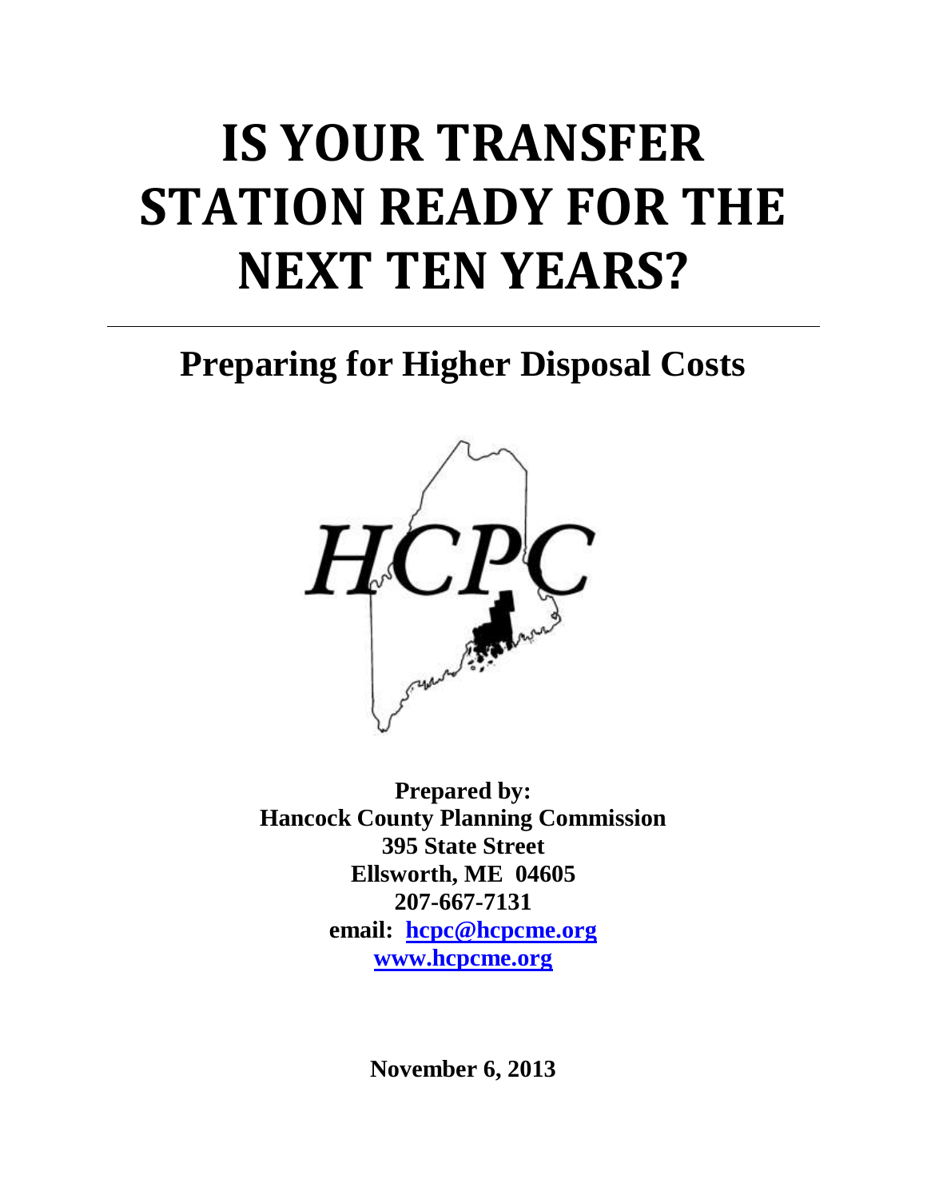# IS YOUR TRANSFER STATION READY FOR THE NEXT TEN YEARS?

---

## Preparing for Higher Disposal Costs

HCPC

**Prepared by:**
**Hancock County Planning Commission**
**395 State Street**
**Ellsworth, ME 04605**
**207-667-7131**
**email: hcpc@hcpcme.org**
**www.hcpcme.org**

**November 6, 2013**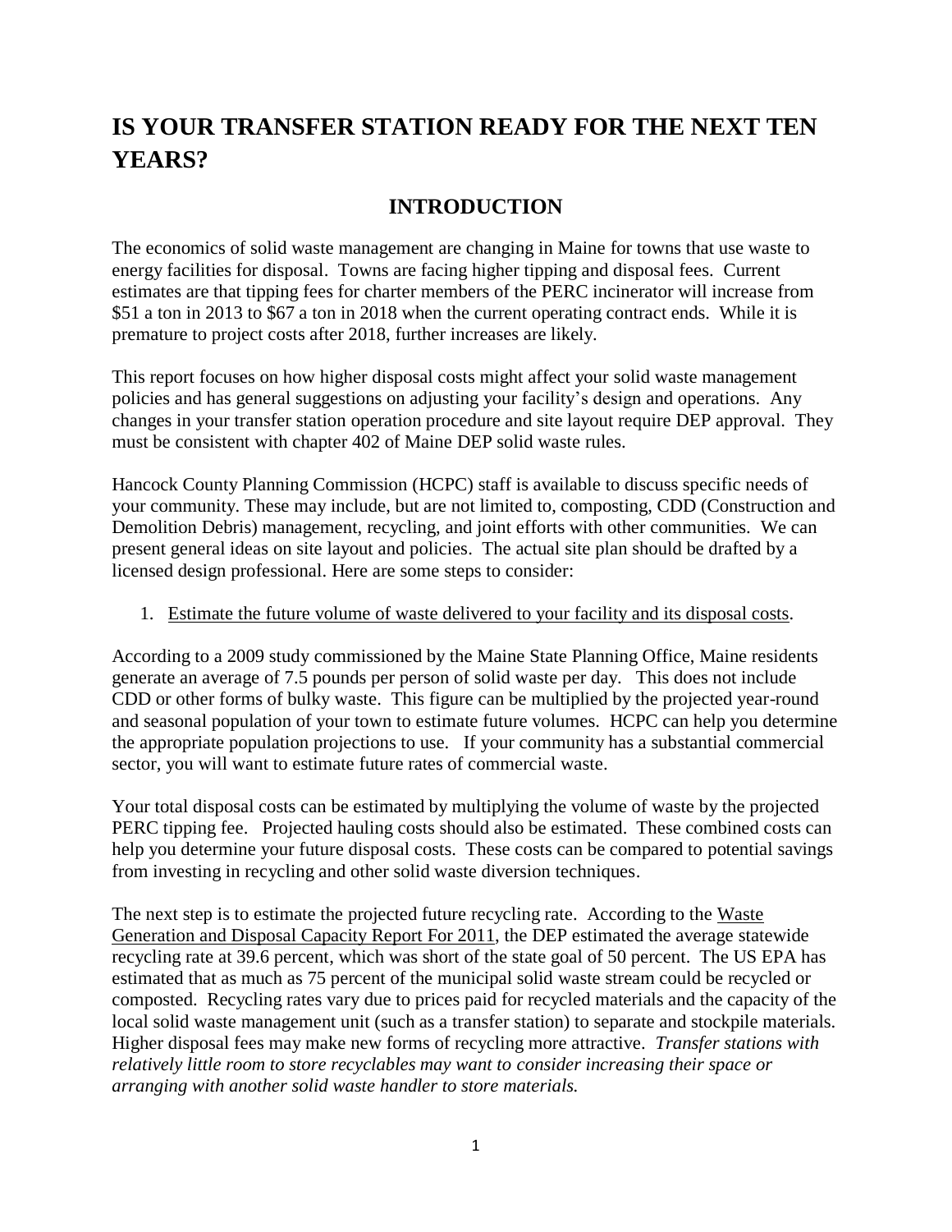# IS YOUR TRANSFER STATION READY FOR THE NEXT TEN YEARS?

## INTRODUCTION

The economics of solid waste management are changing in Maine for towns that use waste to energy facilities for disposal. Towns are facing higher tipping and disposal fees. Current estimates are that tipping fees for charter members of the PERC incinerator will increase from $51 a ton in 2013 to $67 a ton in 2018 when the current operating contract ends. While it is premature to project costs after 2018, further increases are likely.

This report focuses on how higher disposal costs might affect your solid waste management policies and has general suggestions on adjusting your facility's design and operations. Any changes in your transfer station operation procedure and site layout require DEP approval. They must be consistent with chapter 402 of Maine DEP solid waste rules.

Hancock County Planning Commission (HCPC) staff is available to discuss specific needs of your community. These may include, but are not limited to, composting, CDD (Construction and Demolition Debris) management, recycling, and joint efforts with other communities. We can present general ideas on site layout and policies. The actual site plan should be drafted by a licensed design professional. Here are some steps to consider:

1. Estimate the future volume of waste delivered to your facility and its disposal costs.

According to a 2009 study commissioned by the Maine State Planning Office, Maine residents generate an average of 7.5 pounds per person of solid waste per day. This does not include CDD or other forms of bulky waste. This figure can be multiplied by the projected year-round and seasonal population of your town to estimate future volumes. HCPC can help you determine the appropriate population projections to use. If your community has a substantial commercial sector, you will want to estimate future rates of commercial waste.

Your total disposal costs can be estimated by multiplying the volume of waste by the projected PERC tipping fee. Projected hauling costs should also be estimated. These combined costs can help you determine your future disposal costs. These costs can be compared to potential savings from investing in recycling and other solid waste diversion techniques.

The next step is to estimate the projected future recycling rate. According to the Waste Generation and Disposal Capacity Report For 2011, the DEP estimated the average statewide recycling rate at 39.6 percent, which was short of the state goal of 50 percent. The US EPA has estimated that as much as 75 percent of the municipal solid waste stream could be recycled or composted. Recycling rates vary due to prices paid for recycled materials and the capacity of the local solid waste management unit (such as a transfer station) to separate and stockpile materials. Higher disposal fees may make new forms of recycling more attractive. *Transfer stations with relatively little room to store recyclables may want to consider increasing their space or arranging with another solid waste handler to store materials.*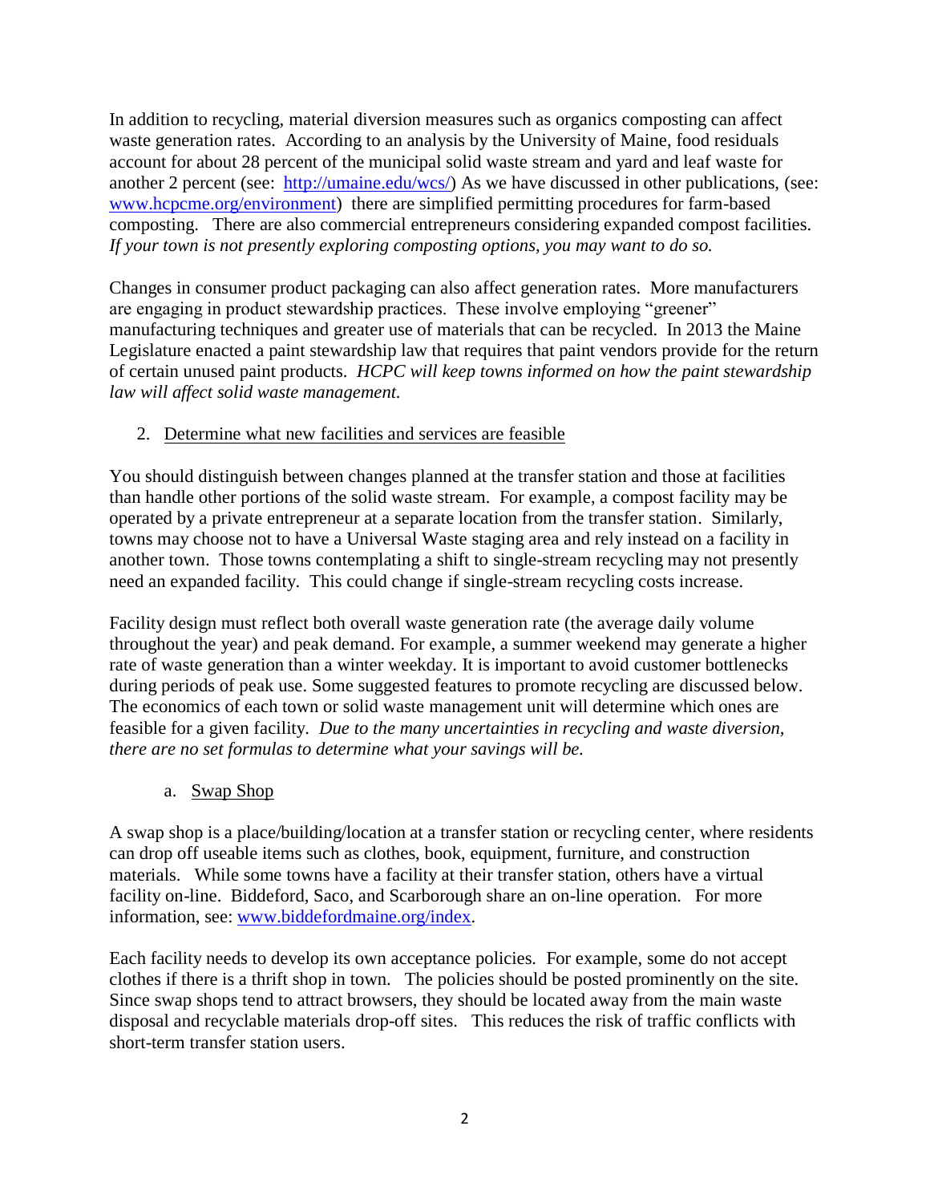In addition to recycling, material diversion measures such as organics composting can affect waste generation rates. According to an analysis by the University of Maine, food residuals account for about 28 percent of the municipal solid waste stream and yard and leaf waste for another 2 percent (see: [http://umaine.edu/wcs/](http://umaine.edu/wcs/)) As we have discussed in other publications, (see: [www.hcpcme.org/environment](www.hcpcme.org/environment)) there are simplified permitting procedures for farm-based composting. There are also commercial entrepreneurs considering expanded compost facilities. *If your town is not presently exploring composting options, you may want to do so.*

Changes in consumer product packaging can also affect generation rates. More manufacturers are engaging in product stewardship practices. These involve employing "greener" manufacturing techniques and greater use of materials that can be recycled. In 2013 the Maine Legislature enacted a paint stewardship law that requires that paint vendors provide for the return of certain unused paint products. *HCPC will keep towns informed on how the paint stewardship law will affect solid waste management.*

2. <u>Determine what new facilities and services are feasible</u>

You should distinguish between changes planned at the transfer station and those at facilities than handle other portions of the solid waste stream. For example, a compost facility may be operated by a private entrepreneur at a separate location from the transfer station. Similarly, towns may choose not to have a Universal Waste staging area and rely instead on a facility in another town. Those towns contemplating a shift to single-stream recycling may not presently need an expanded facility. This could change if single-stream recycling costs increase.

Facility design must reflect both overall waste generation rate (the average daily volume throughout the year) and peak demand. For example, a summer weekend may generate a higher rate of waste generation than a winter weekday. It is important to avoid customer bottlenecks during periods of peak use. Some suggested features to promote recycling are discussed below. The economics of each town or solid waste management unit will determine which ones are feasible for a given facility. *Due to the many uncertainties in recycling and waste diversion, there are no set formulas to determine what your savings will be.*

a. <u>Swap Shop</u>

A swap shop is a place/building/location at a transfer station or recycling center, where residents can drop off useable items such as clothes, book, equipment, furniture, and construction materials. While some towns have a facility at their transfer station, others have a virtual facility on-line. Biddeford, Saco, and Scarborough share an on-line operation. For more information, see: [www.biddefordmaine.org/index](www.biddefordmaine.org/index).

Each facility needs to develop its own acceptance policies. For example, some do not accept clothes if there is a thrift shop in town. The policies should be posted prominently on the site. Since swap shops tend to attract browsers, they should be located away from the main waste disposal and recyclable materials drop-off sites. This reduces the risk of traffic conflicts with short-term transfer station users.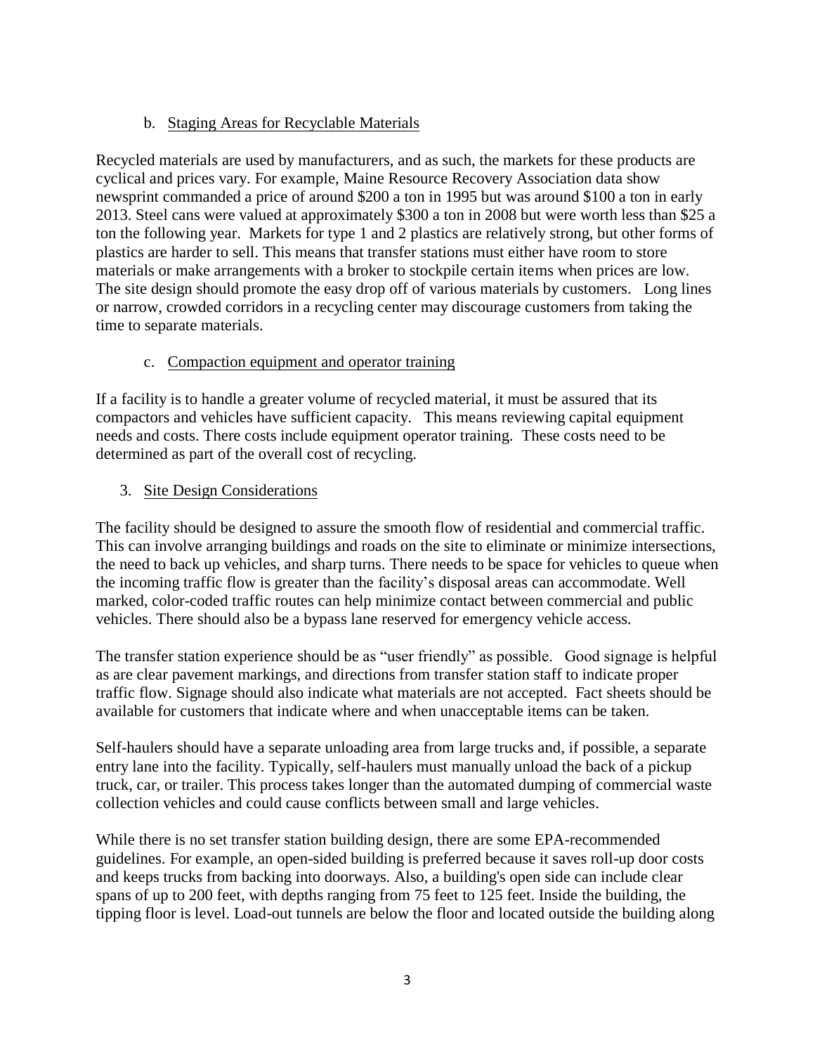b. Staging Areas for Recyclable Materials

Recycled materials are used by manufacturers, and as such, the markets for these products are cyclical and prices vary. For example, Maine Resource Recovery Association data show newsprint commanded a price of around $200 a ton in 1995 but was around $100 a ton in early 2013. Steel cans were valued at approximately $300 a ton in 2008 but were worth less than $25 a ton the following year. Markets for type 1 and 2 plastics are relatively strong, but other forms of plastics are harder to sell. This means that transfer stations must either have room to store materials or make arrangements with a broker to stockpile certain items when prices are low. The site design should promote the easy drop off of various materials by customers. Long lines or narrow, crowded corridors in a recycling center may discourage customers from taking the time to separate materials.

c. Compaction equipment and operator training

If a facility is to handle a greater volume of recycled material, it must be assured that its compactors and vehicles have sufficient capacity. This means reviewing capital equipment needs and costs. There costs include equipment operator training. These costs need to be determined as part of the overall cost of recycling.

3. Site Design Considerations

The facility should be designed to assure the smooth flow of residential and commercial traffic. This can involve arranging buildings and roads on the site to eliminate or minimize intersections, the need to back up vehicles, and sharp turns. There needs to be space for vehicles to queue when the incoming traffic flow is greater than the facility's disposal areas can accommodate. Well marked, color-coded traffic routes can help minimize contact between commercial and public vehicles. There should also be a bypass lane reserved for emergency vehicle access.

The transfer station experience should be as "user friendly" as possible. Good signage is helpful as are clear pavement markings, and directions from transfer station staff to indicate proper traffic flow. Signage should also indicate what materials are not accepted. Fact sheets should be available for customers that indicate where and when unacceptable items can be taken.

Self-haulers should have a separate unloading area from large trucks and, if possible, a separate entry lane into the facility. Typically, self-haulers must manually unload the back of a pickup truck, car, or trailer. This process takes longer than the automated dumping of commercial waste collection vehicles and could cause conflicts between small and large vehicles.

While there is no set transfer station building design, there are some EPA-recommended guidelines. For example, an open-sided building is preferred because it saves roll-up door costs and keeps trucks from backing into doorways. Also, a building's open side can include clear spans of up to 200 feet, with depths ranging from 75 feet to 125 feet. Inside the building, the tipping floor is level. Load-out tunnels are below the floor and located outside the building along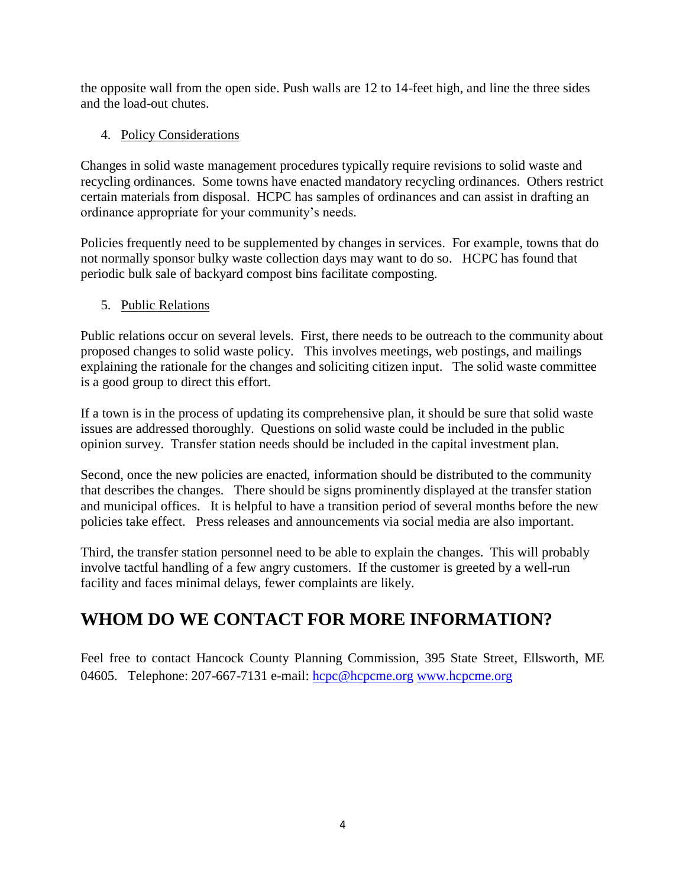the opposite wall from the open side. Push walls are 12 to 14-feet high, and line the three sides and the load-out chutes.

4. Policy Considerations

Changes in solid waste management procedures typically require revisions to solid waste and recycling ordinances. Some towns have enacted mandatory recycling ordinances. Others restrict certain materials from disposal. HCPC has samples of ordinances and can assist in drafting an ordinance appropriate for your community's needs.

Policies frequently need to be supplemented by changes in services. For example, towns that do not normally sponsor bulky waste collection days may want to do so. HCPC has found that periodic bulk sale of backyard compost bins facilitate composting.

5. Public Relations

Public relations occur on several levels. First, there needs to be outreach to the community about proposed changes to solid waste policy. This involves meetings, web postings, and mailings explaining the rationale for the changes and soliciting citizen input. The solid waste committee is a good group to direct this effort.

If a town is in the process of updating its comprehensive plan, it should be sure that solid waste issues are addressed thoroughly. Questions on solid waste could be included in the public opinion survey. Transfer station needs should be included in the capital investment plan.

Second, once the new policies are enacted, information should be distributed to the community that describes the changes. There should be signs prominently displayed at the transfer station and municipal offices. It is helpful to have a transition period of several months before the new policies take effect. Press releases and announcements via social media are also important.

Third, the transfer station personnel need to be able to explain the changes. This will probably involve tactful handling of a few angry customers. If the customer is greeted by a well-run facility and faces minimal delays, fewer complaints are likely.

## WHOM DO WE CONTACT FOR MORE INFORMATION?

Feel free to contact Hancock County Planning Commission, 395 State Street, Ellsworth, ME 04605. Telephone: 207-667-7131 e-mail: hcpc@hcpcme.org www.hcpcme.org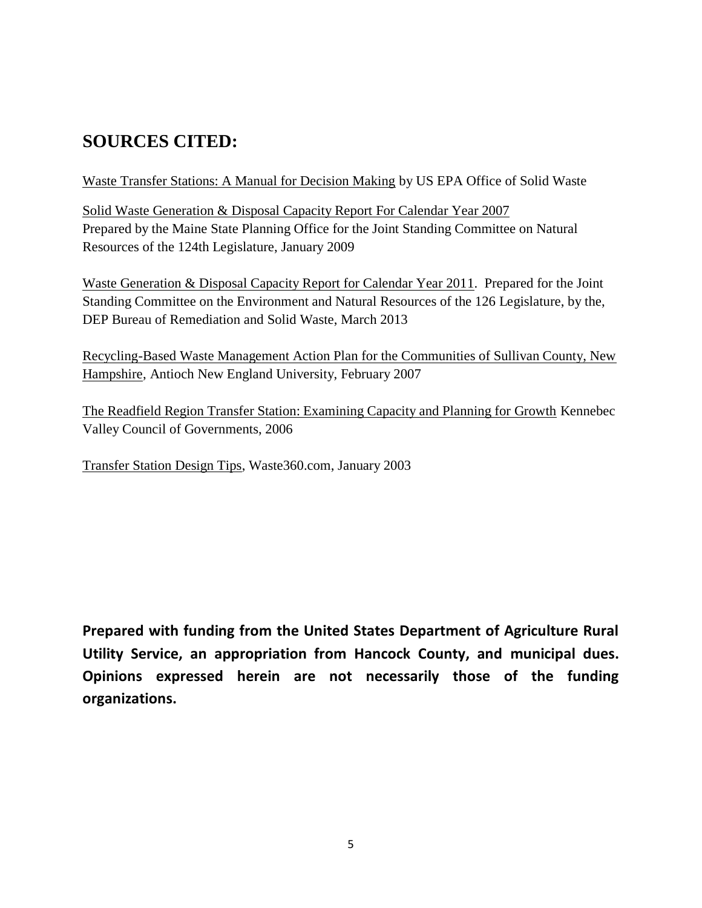## SOURCES CITED:

Waste Transfer Stations: A Manual for Decision Making by US EPA Office of Solid Waste

Solid Waste Generation & Disposal Capacity Report For Calendar Year 2007
Prepared by the Maine State Planning Office for the Joint Standing Committee on Natural Resources of the 124th Legislature, January 2009

Waste Generation & Disposal Capacity Report for Calendar Year 2011. Prepared for the Joint Standing Committee on the Environment and Natural Resources of the 126 Legislature, by the, DEP Bureau of Remediation and Solid Waste, March 2013

Recycling-Based Waste Management Action Plan for the Communities of Sullivan County, New Hampshire, Antioch New England University, February 2007

The Readfield Region Transfer Station: Examining Capacity and Planning for Growth Kennebec Valley Council of Governments, 2006

Transfer Station Design Tips, Waste360.com, January 2003

**Prepared with funding from the United States Department of Agriculture Rural Utility Service, an appropriation from Hancock County, and municipal dues. Opinions expressed herein are not necessarily those of the funding organizations.**